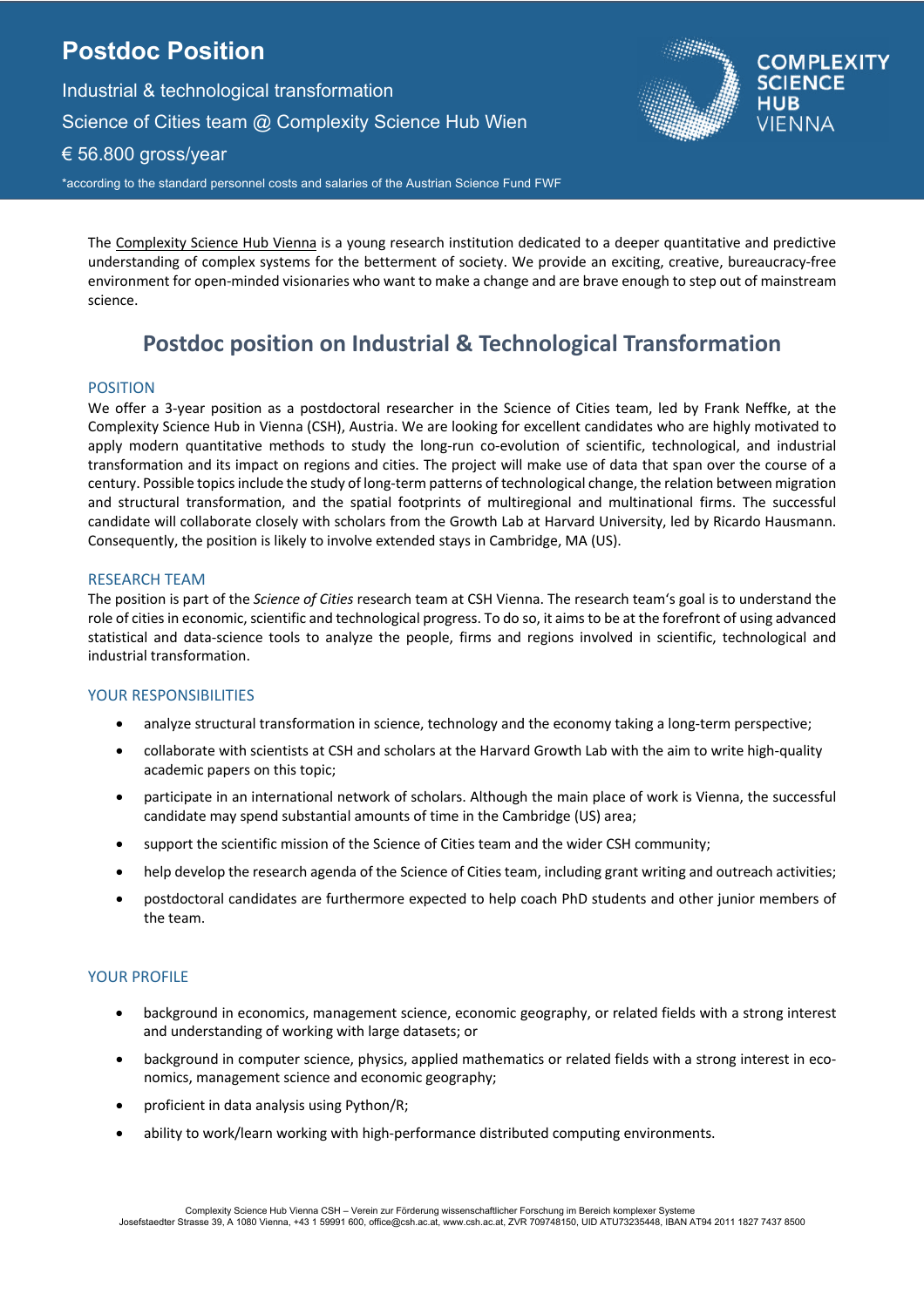# Postdoc Position

Industrial & technological transformation

Science of Cities team @ Complexity Science Hub Wien

€ 56.800 gross/year

*according to the standard personnel costs and salaries of the Austrian Science Fund FWF

COMPLEXITY SCIENCE HUB VIENNA

The Complexity Science Hub Vienna is a young research institution dedicated to a deeper quantitative and predictive understanding of complex systems for the betterment of society. We provide an exciting, creative, bureaucracy-free environment for open-minded visionaries who want to make a change and are brave enough to step out of mainstream science.

## Postdoc position on Industrial & Technological Transformation

### POSITION

We offer a 3-year position as a postdoctoral researcher in the Science of Cities team, led by Frank Neffke, at the Complexity Science Hub in Vienna (CSH), Austria. We are looking for excellent candidates who are highly motivated to apply modern quantitative methods to study the long-run co-evolution of scientific, technological, and industrial transformation and its impact on regions and cities. The project will make use of data that span over the course of a century. Possible topics include the study of long-term patterns of technological change, the relation between migration and structural transformation, and the spatial footprints of multiregional and multinational firms. The successful candidate will collaborate closely with scholars from the Growth Lab at Harvard University, led by Ricardo Hausmann. Consequently, the position is likely to involve extended stays in Cambridge, MA (US).

### RESEARCH TEAM

The position is part of the *Science of Cities* research team at CSH Vienna. The research team's goal is to understand the role of cities in economic, scientific and technological progress. To do so, it aims to be at the forefront of using advanced statistical and data-science tools to analyze the people, firms and regions involved in scientific, technological and industrial transformation.

### YOUR RESPONSIBILITIES

- analyze structural transformation in science, technology and the economy taking a long-term perspective;
- collaborate with scientists at CSH and scholars at the Harvard Growth Lab with the aim to write high-quality academic papers on this topic;
- participate in an international network of scholars. Although the main place of work is Vienna, the successful candidate may spend substantial amounts of time in the Cambridge (US) area;
- support the scientific mission of the Science of Cities team and the wider CSH community;
- help develop the research agenda of the Science of Cities team, including grant writing and outreach activities;
- postdoctoral candidates are furthermore expected to help coach PhD students and other junior members of the team.

### YOUR PROFILE

- background in economics, management science, economic geography, or related fields with a strong interest and understanding of working with large datasets; or
- background in computer science, physics, applied mathematics or related fields with a strong interest in economics, management science and economic geography;
- proficient in data analysis using Python/R;
- ability to work/learn working with high-performance distributed computing environments.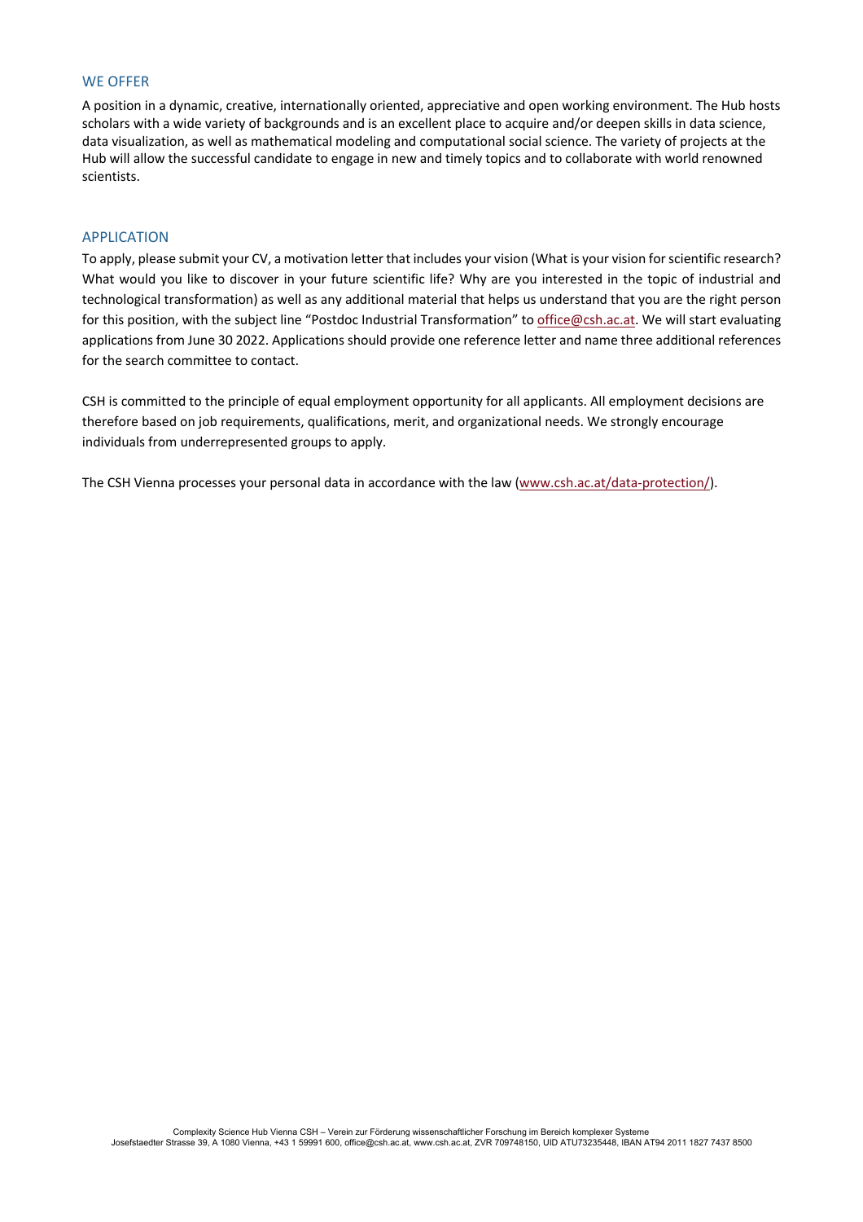## WE OFFER

A position in a dynamic, creative, internationally oriented, appreciative and open working environment. The Hub hosts scholars with a wide variety of backgrounds and is an excellent place to acquire and/or deepen skills in data science, data visualization, as well as mathematical modeling and computational social science. The variety of projects at the Hub will allow the successful candidate to engage in new and timely topics and to collaborate with world renowned scientists.

## APPLICATION

To apply, please submit your CV, a motivation letter that includes your vision (What is your vision for scientific research? What would you like to discover in your future scientific life? Why are you interested in the topic of industrial and technological transformation) as well as any additional material that helps us understand that you are the right person for this position, with the subject line "Postdoc Industrial Transformation" to office@csh.ac.at. We will start evaluating applications from June 30 2022. Applications should provide one reference letter and name three additional references for the search committee to contact.

CSH is committed to the principle of equal employment opportunity for all applicants. All employment decisions are therefore based on job requirements, qualifications, merit, and organizational needs. We strongly encourage individuals from underrepresented groups to apply.

The CSH Vienna processes your personal data in accordance with the law (www.csh.ac.at/data-protection/).

Complexity Science Hub Vienna CSH – Verein zur Förderung wissenschaftlicher Forschung im Bereich komplexer Systeme
Josefstaedter Strasse 39, A 1080 Vienna, +43 1 59991 600, office@csh.ac.at, www.csh.ac.at, ZVR 709748150, UID ATU73235448, IBAN AT94 2011 1827 7437 8500